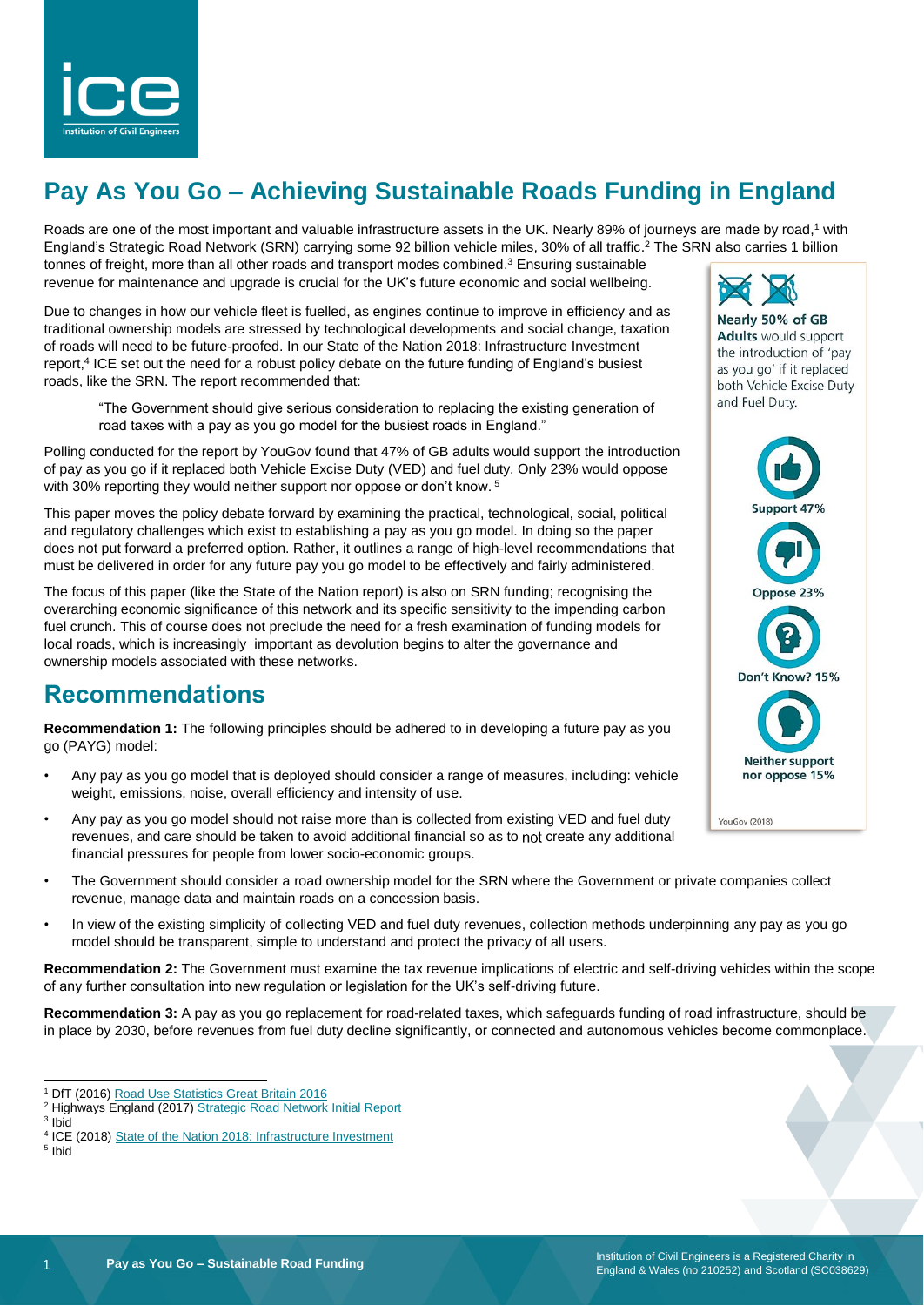# Pay As You Go – Achieving Sustainable Roads Funding in England

Roads are one of the most important and valuable infrastructure assets in the UK. Nearly 89% of journeys are made by road,[1] with England's Strategic Road Network (SRN) carrying some 92 billion vehicle miles, 30% of all traffic.[2] The SRN also carries 1 billion tonnes of freight, more than all other roads and transport modes combined.[3] Ensuring sustainable revenue for maintenance and upgrade is crucial for the UK's future economic and social wellbeing.

Due to changes in how our vehicle fleet is fuelled, as engines continue to improve in efficiency and as traditional ownership models are stressed by technological developments and social change, taxation of roads will need to be future-proofed. In our State of the Nation 2018: Infrastructure Investment report,[4] ICE set out the need for a robust policy debate on the future funding of England's busiest roads, like the SRN. The report recommended that:

> "The Government should give serious consideration to replacing the existing generation of road taxes with a pay as you go model for the busiest roads in England."

Polling conducted for the report by YouGov found that 47% of GB adults would support the introduction of pay as you go if it replaced both Vehicle Excise Duty (VED) and fuel duty. Only 23% would oppose with 30% reporting they would neither support nor oppose or don't know. [5]

This paper moves the policy debate forward by examining the practical, technological, social, political and regulatory challenges which exist to establishing a pay as you go model. In doing so the paper does not put forward a preferred option. Rather, it outlines a range of high-level recommendations that must be delivered in order for any future pay you go model to be effectively and fairly administered.

The focus of this paper (like the State of the Nation report) is also on SRN funding; recognising the overarching economic significance of this network and its specific sensitivity to the impending carbon fuel crunch. This of course does not preclude the need for a fresh examination of funding models for local roads, which is increasingly important as devolution begins to alter the governance and ownership models associated with these networks.

**Nearly 50% of GB Adults** would support the introduction of 'pay as you go' if it replaced both Vehicle Excise Duty and Fuel Duty.

Support 47%

Oppose 23%

Don't Know? 15%

Neither support nor oppose 15%

YouGov (2018)

## Recommendations

**Recommendation 1:** The following principles should be adhered to in developing a future pay as you go (PAYG) model:

- Any pay as you go model that is deployed should consider a range of measures, including: vehicle weight, emissions, noise, overall efficiency and intensity of use.
- Any pay as you go model should not raise more than is collected from existing VED and fuel duty revenues, and care should be taken to avoid additional financial so as to not create any additional financial pressures for people from lower socio-economic groups.
- The Government should consider a road ownership model for the SRN where the Government or private companies collect revenue, manage data and maintain roads on a concession basis.
- In view of the existing simplicity of collecting VED and fuel duty revenues, collection methods underpinning any pay as you go model should be transparent, simple to understand and protect the privacy of all users.

**Recommendation 2:** The Government must examine the tax revenue implications of electric and self-driving vehicles within the scope of any further consultation into new regulation or legislation for the UK's self-driving future.

**Recommendation 3:** A pay as you go replacement for road-related taxes, which safeguards funding of road infrastructure, should be in place by 2030, before revenues from fuel duty decline significantly, or connected and autonomous vehicles become commonplace.

---

[1] DfT (2016) Road Use Statistics Great Britain 2016
[2] Highways England (2017) Strategic Road Network Initial Report
[3] Ibid
[4] ICE (2018) State of the Nation 2018: Infrastructure Investment
[5] Ibid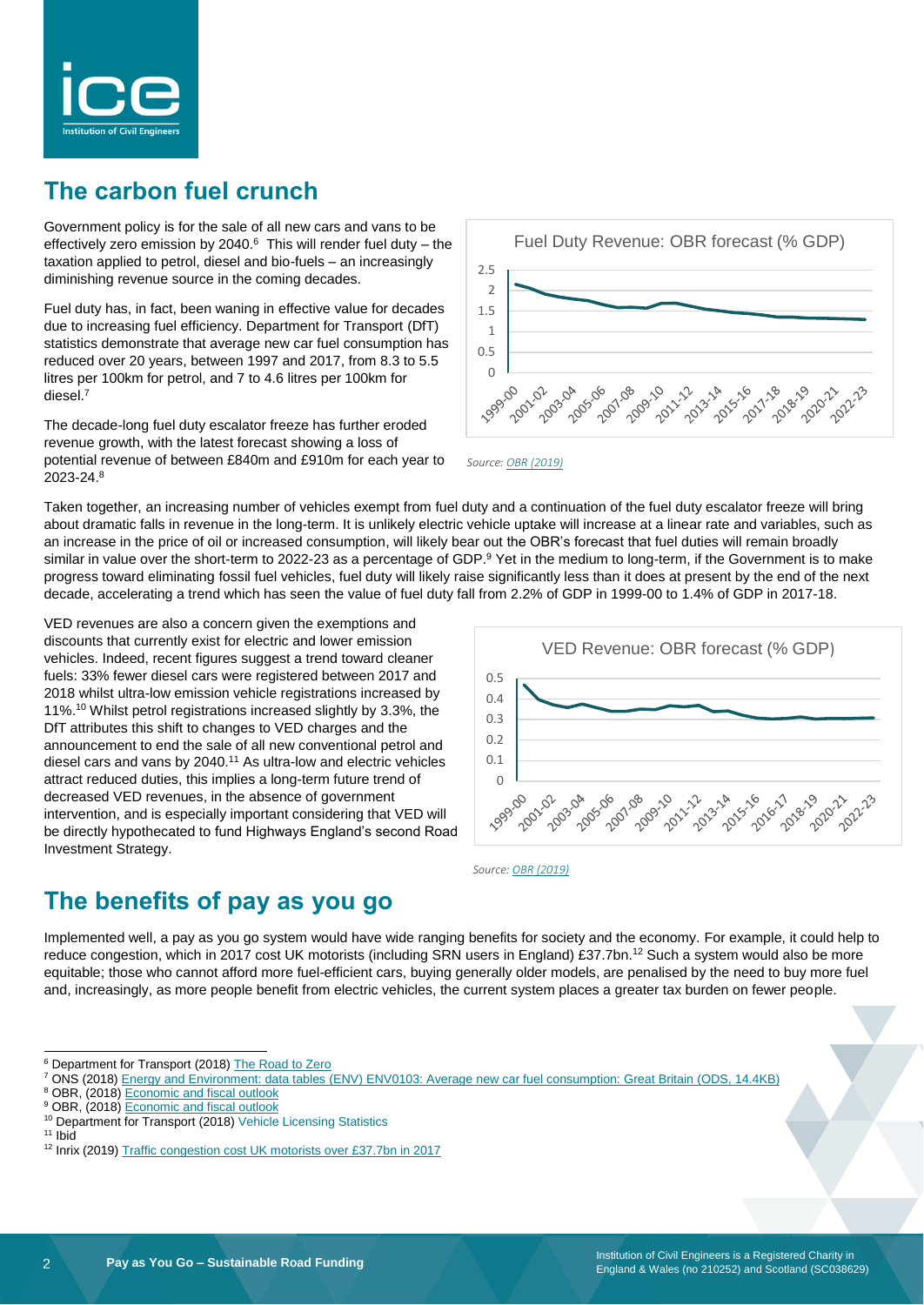## The carbon fuel crunch

Government policy is for the sale of all new cars and vans to be effectively zero emission by 2040.[6] This will render fuel duty – the taxation applied to petrol, diesel and bio-fuels – an increasingly diminishing revenue source in the coming decades.

Fuel duty has, in fact, been waning in effective value for decades due to increasing fuel efficiency. Department for Transport (DfT) statistics demonstrate that average new car fuel consumption has reduced over 20 years, between 1997 and 2017, from 8.3 to 5.5 litres per 100km for petrol, and 7 to 4.6 litres per 100km for diesel.[7]

The decade-long fuel duty escalator freeze has further eroded revenue growth, with the latest forecast showing a loss of potential revenue of between £840m and £910m for each year to 2023-24.[8]

Fuel Duty Revenue: OBR forecast (% GDP)

*Source: OBR (2019)*

Taken together, an increasing number of vehicles exempt from fuel duty and a continuation of the fuel duty escalator freeze will bring about dramatic falls in revenue in the long-term. It is unlikely electric vehicle uptake will increase at a linear rate and variables, such as an increase in the price of oil or increased consumption, will likely bear out the OBR's forecast that fuel duties will remain broadly similar in value over the short-term to 2022-23 as a percentage of GDP.[9] Yet in the medium to long-term, if the Government is to make progress toward eliminating fossil fuel vehicles, fuel duty will likely raise significantly less than it does at present by the end of the next decade, accelerating a trend which has seen the value of fuel duty fall from 2.2% of GDP in 1999-00 to 1.4% of GDP in 2017-18.

VED revenues are also a concern given the exemptions and discounts that currently exist for electric and lower emission vehicles. Indeed, recent figures suggest a trend toward cleaner fuels: 33% fewer diesel cars were registered between 2017 and 2018 whilst ultra-low emission vehicle registrations increased by 11%.[10] Whilst petrol registrations increased slightly by 3.3%, the DfT attributes this shift to changes to VED charges and the announcement to end the sale of all new conventional petrol and diesel cars and vans by 2040.[11] As ultra-low and electric vehicles attract reduced duties, this implies a long-term future trend of decreased VED revenues, in the absence of government intervention, and is especially important considering that VED will be directly hypothecated to fund Highways England's second Road Investment Strategy.

VED Revenue: OBR forecast (% GDP)

*Source: OBR (2019)*

## The benefits of pay as you go

Implemented well, a pay as you go system would have wide ranging benefits for society and the economy. For example, it could help to reduce congestion, which in 2017 cost UK motorists (including SRN users in England) £37.7bn.[12] Such a system would also be more equitable; those who cannot afford more fuel-efficient cars, buying generally older models, are penalised by the need to buy more fuel and, increasingly, as more people benefit from electric vehicles, the current system places a greater tax burden on fewer people.

---

[6] Department for Transport (2018) The Road to Zero
[7] ONS (2018) Energy and Environment: data tables (ENV) ENV0103: Average new car fuel consumption: Great Britain (ODS, 14.4KB)
[8] OBR, (2018) Economic and fiscal outlook
[9] OBR, (2018) Economic and fiscal outlook
[10] Department for Transport (2018) Vehicle Licensing Statistics
[11] Ibid
[12] Inrix (2019) Traffic congestion cost UK motorists over £37.7bn in 2017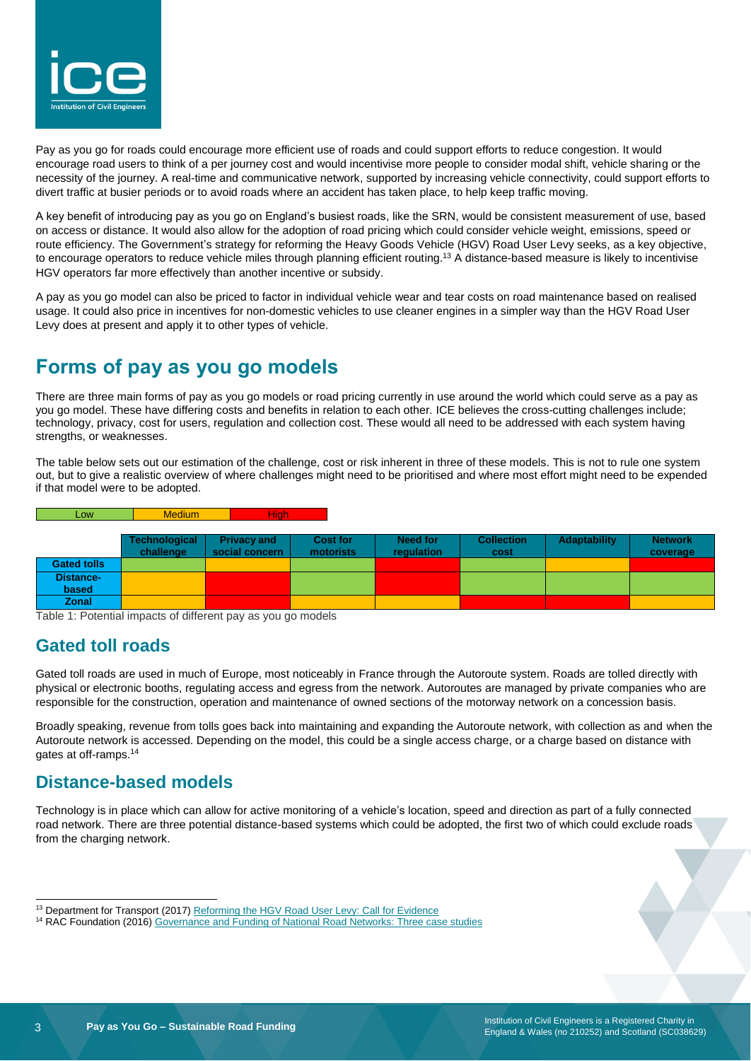Pay as you go for roads could encourage more efficient use of roads and could support efforts to reduce congestion. It would encourage road users to think of a per journey cost and would incentivise more people to consider modal shift, vehicle sharing or the necessity of the journey. A real-time and communicative network, supported by increasing vehicle connectivity, could support efforts to divert traffic at busier periods or to avoid roads where an accident has taken place, to help keep traffic moving.

A key benefit of introducing pay as you go on England's busiest roads, like the SRN, would be consistent measurement of use, based on access or distance. It would also allow for the adoption of road pricing which could consider vehicle weight, emissions, speed or route efficiency. The Government's strategy for reforming the Heavy Goods Vehicle (HGV) Road User Levy seeks, as a key objective, to encourage operators to reduce vehicle miles through planning efficient routing.[13] A distance-based measure is likely to incentivise HGV operators far more effectively than another incentive or subsidy.

A pay as you go model can also be priced to factor in individual vehicle wear and tear costs on road maintenance based on realised usage. It could also price in incentives for non-domestic vehicles to use cleaner engines in a simpler way than the HGV Road User Levy does at present and apply it to other types of vehicle.

# Forms of pay as you go models

There are three main forms of pay as you go models or road pricing currently in use around the world which could serve as a pay as you go model. These have differing costs and benefits in relation to each other. ICE believes the cross-cutting challenges include; technology, privacy, cost for users, regulation and collection cost. These would all need to be addressed with each system having strengths, or weaknesses.

The table below sets out our estimation of the challenge, cost or risk inherent in three of these models. This is not to rule one system out, but to give a realistic overview of where challenges might need to be prioritised and where most effort might need to be expended if that model were to be adopted.

Key: Low | Medium | High

| | Technological challenge | Privacy and social concern | Cost for motorists | Need for regulation | Collection cost | Adaptability | Network coverage |
|---|---|---|---|---|---|---|---|
| **Gated tolls** | Low | Medium | Medium | High | Low | Medium | High |
| **Distance-based** | Medium | High | Low | High | Low | Low | Low |
| **Zonal** | Medium | High | Medium | Medium | High | High | Medium |

Table 1: Potential impacts of different pay as you go models

## Gated toll roads

Gated toll roads are used in much of Europe, most noticeably in France through the Autoroute system. Roads are tolled directly with physical or electronic booths, regulating access and egress from the network. Autoroutes are managed by private companies who are responsible for the construction, operation and maintenance of owned sections of the motorway network on a concession basis.

Broadly speaking, revenue from tolls goes back into maintaining and expanding the Autoroute network, with collection as and when the Autoroute network is accessed. Depending on the model, this could be a single access charge, or a charge based on distance with gates at off-ramps.[14]

## Distance-based models

Technology is in place which can allow for active monitoring of a vehicle's location, speed and direction as part of a fully connected road network. There are three potential distance-based systems which could be adopted, the first two of which could exclude roads from the charging network.

[13] Department for Transport (2017) Reforming the HGV Road User Levy: Call for Evidence
[14] RAC Foundation (2016) Governance and Funding of National Road Networks: Three case studies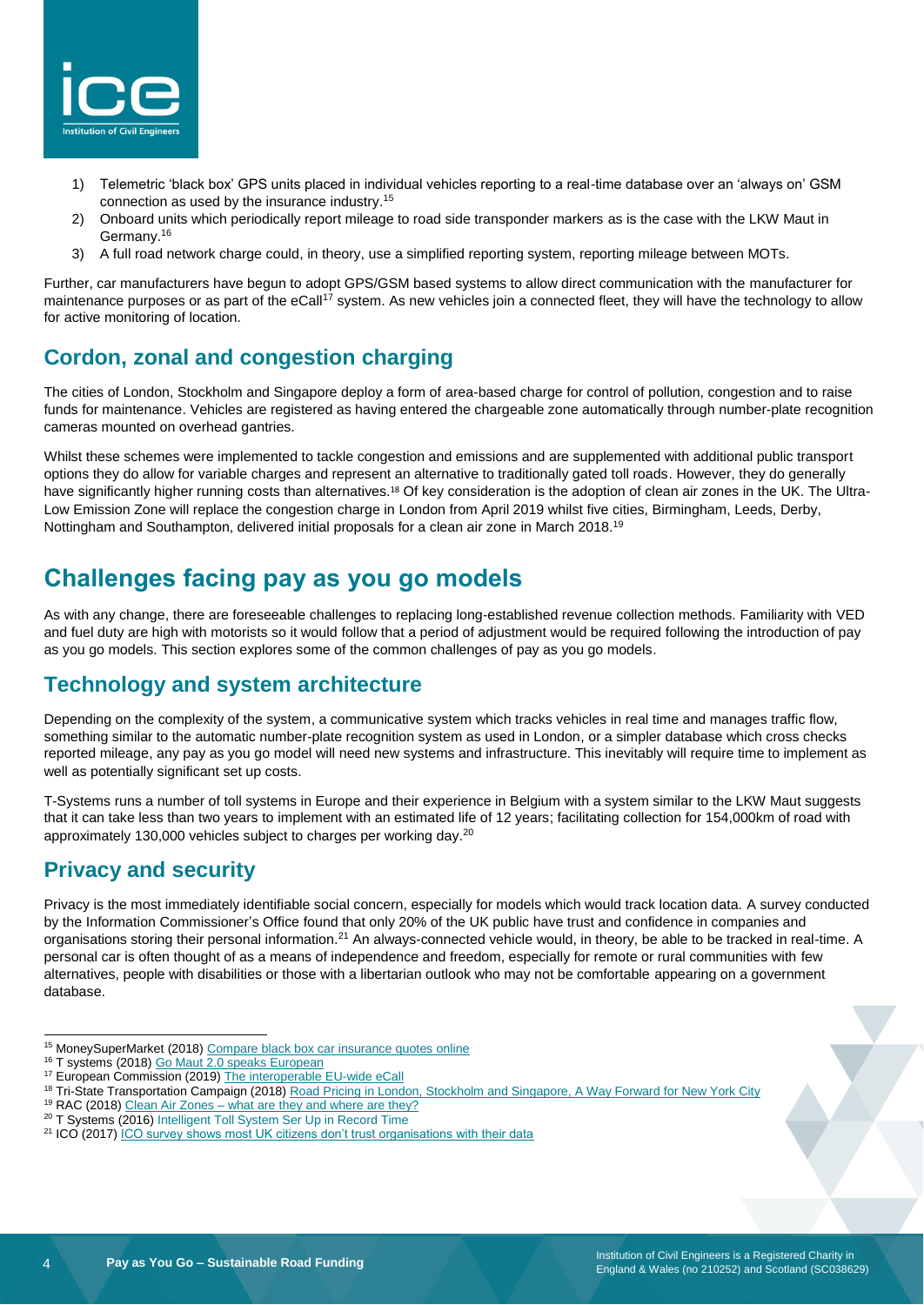1) Telemetric 'black box' GPS units placed in individual vehicles reporting to a real-time database over an 'always on' GSM connection as used by the insurance industry.[15]
2) Onboard units which periodically report mileage to road side transponder markers as is the case with the LKW Maut in Germany.[16]
3) A full road network charge could, in theory, use a simplified reporting system, reporting mileage between MOTs.

Further, car manufacturers have begun to adopt GPS/GSM based systems to allow direct communication with the manufacturer for maintenance purposes or as part of the eCall[17] system. As new vehicles join a connected fleet, they will have the technology to allow for active monitoring of location.

## Cordon, zonal and congestion charging

The cities of London, Stockholm and Singapore deploy a form of area-based charge for control of pollution, congestion and to raise funds for maintenance. Vehicles are registered as having entered the chargeable zone automatically through number-plate recognition cameras mounted on overhead gantries.

Whilst these schemes were implemented to tackle congestion and emissions and are supplemented with additional public transport options they do allow for variable charges and represent an alternative to traditionally gated toll roads. However, they do generally have significantly higher running costs than alternatives.[18] Of key consideration is the adoption of clean air zones in the UK. The Ultra-Low Emission Zone will replace the congestion charge in London from April 2019 whilst five cities, Birmingham, Leeds, Derby, Nottingham and Southampton, delivered initial proposals for a clean air zone in March 2018.[19]

# Challenges facing pay as you go models

As with any change, there are foreseeable challenges to replacing long-established revenue collection methods. Familiarity with VED and fuel duty are high with motorists so it would follow that a period of adjustment would be required following the introduction of pay as you go models. This section explores some of the common challenges of pay as you go models.

## Technology and system architecture

Depending on the complexity of the system, a communicative system which tracks vehicles in real time and manages traffic flow, something similar to the automatic number-plate recognition system as used in London, or a simpler database which cross checks reported mileage, any pay as you go model will need new systems and infrastructure. This inevitably will require time to implement as well as potentially significant set up costs.

T-Systems runs a number of toll systems in Europe and their experience in Belgium with a system similar to the LKW Maut suggests that it can take less than two years to implement with an estimated life of 12 years; facilitating collection for 154,000km of road with approximately 130,000 vehicles subject to charges per working day.[20]

## Privacy and security

Privacy is the most immediately identifiable social concern, especially for models which would track location data. A survey conducted by the Information Commissioner's Office found that only 20% of the UK public have trust and confidence in companies and organisations storing their personal information.[21] An always-connected vehicle would, in theory, be able to be tracked in real-time. A personal car is often thought of as a means of independence and freedom, especially for remote or rural communities with few alternatives, people with disabilities or those with a libertarian outlook who may not be comfortable appearing on a government database.

---

[15] MoneySuperMarket (2018) Compare black box car insurance quotes online
[16] T systems (2018) Go Maut 2.0 speaks European
[17] European Commission (2019) The interoperable EU-wide eCall
[18] Tri-State Transportation Campaign (2018) Road Pricing in London, Stockholm and Singapore, A Way Forward for New York City
[19] RAC (2018) Clean Air Zones – what are they and where are they?
[20] T Systems (2016) Intelligent Toll System Ser Up in Record Time
[21] ICO (2017) ICO survey shows most UK citizens don't trust organisations with their data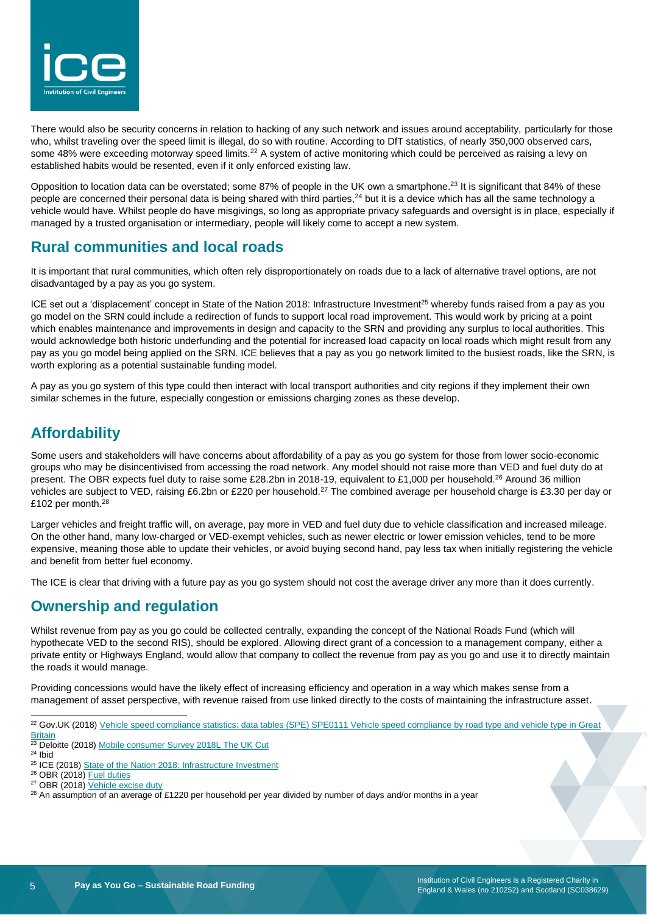There would also be security concerns in relation to hacking of any such network and issues around acceptability, particularly for those who, whilst traveling over the speed limit is illegal, do so with routine. According to DfT statistics, of nearly 350,000 observed cars, some 48% were exceeding motorway speed limits.[22] A system of active monitoring which could be perceived as raising a levy on established habits would be resented, even if it only enforced existing law.

Opposition to location data can be overstated; some 87% of people in the UK own a smartphone.[23] It is significant that 84% of these people are concerned their personal data is being shared with third parties,[24] but it is a device which has all the same technology a vehicle would have. Whilst people do have misgivings, so long as appropriate privacy safeguards and oversight is in place, especially if managed by a trusted organisation or intermediary, people will likely come to accept a new system.

## Rural communities and local roads

It is important that rural communities, which often rely disproportionately on roads due to a lack of alternative travel options, are not disadvantaged by a pay as you go system.

ICE set out a 'displacement' concept in State of the Nation 2018: Infrastructure Investment[25] whereby funds raised from a pay as you go model on the SRN could include a redirection of funds to support local road improvement. This would work by pricing at a point which enables maintenance and improvements in design and capacity to the SRN and providing any surplus to local authorities. This would acknowledge both historic underfunding and the potential for increased load capacity on local roads which might result from any pay as you go model being applied on the SRN. ICE believes that a pay as you go network limited to the busiest roads, like the SRN, is worth exploring as a potential sustainable funding model.

A pay as you go system of this type could then interact with local transport authorities and city regions if they implement their own similar schemes in the future, especially congestion or emissions charging zones as these develop.

## Affordability

Some users and stakeholders will have concerns about affordability of a pay as you go system for those from lower socio-economic groups who may be disincentivised from accessing the road network. Any model should not raise more than VED and fuel duty do at present. The OBR expects fuel duty to raise some £28.2bn in 2018-19, equivalent to £1,000 per household.[26] Around 36 million vehicles are subject to VED, raising £6.2bn or £220 per household.[27] The combined average per household charge is £3.30 per day or £102 per month.[28]

Larger vehicles and freight traffic will, on average, pay more in VED and fuel duty due to vehicle classification and increased mileage. On the other hand, many low-charged or VED-exempt vehicles, such as newer electric or lower emission vehicles, tend to be more expensive, meaning those able to update their vehicles, or avoid buying second hand, pay less tax when initially registering the vehicle and benefit from better fuel economy.

The ICE is clear that driving with a future pay as you go system should not cost the average driver any more than it does currently.

## Ownership and regulation

Whilst revenue from pay as you go could be collected centrally, expanding the concept of the National Roads Fund (which will hypothecate VED to the second RIS), should be explored. Allowing direct grant of a concession to a management company, either a private entity or Highways England, would allow that company to collect the revenue from pay as you go and use it to directly maintain the roads it would manage.

Providing concessions would have the likely effect of increasing efficiency and operation in a way which makes sense from a management of asset perspective, with revenue raised from use linked directly to the costs of maintaining the infrastructure asset.

---

[22] Gov.UK (2018) Vehicle speed compliance statistics: data tables (SPE) SPE0111 Vehicle speed compliance by road type and vehicle type in Great Britain

[23] Deloitte (2018) Mobile consumer Survey 2018L The UK Cut

[24] Ibid

[25] ICE (2018) State of the Nation 2018: Infrastructure Investment

[26] OBR (2018) Fuel duties

[27] OBR (2018) Vehicle excise duty

[28] An assumption of an average of £1220 per household per year divided by number of days and/or months in a year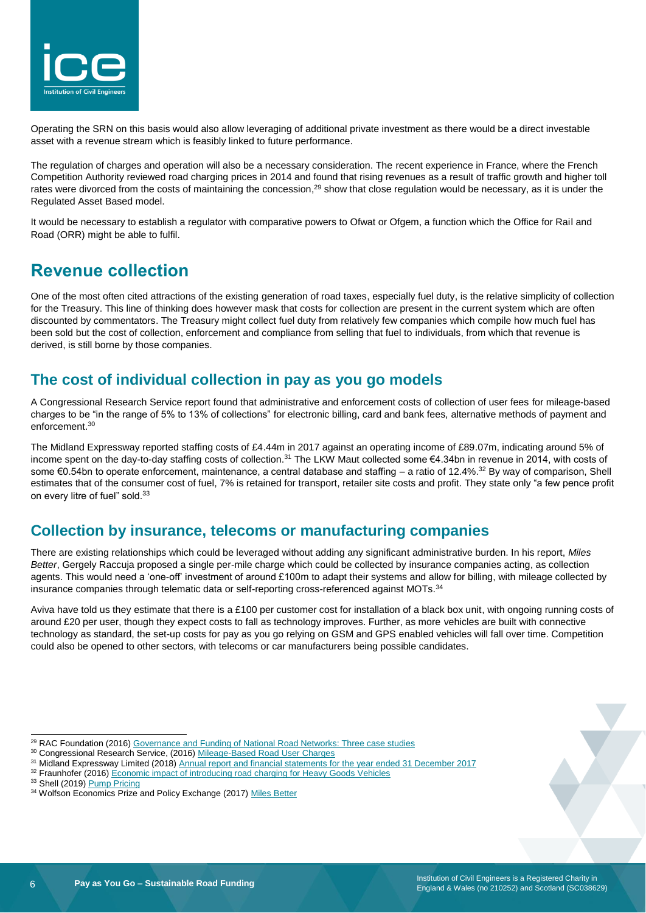Operating the SRN on this basis would also allow leveraging of additional private investment as there would be a direct investable asset with a revenue stream which is feasibly linked to future performance.

The regulation of charges and operation will also be a necessary consideration. The recent experience in France, where the French Competition Authority reviewed road charging prices in 2014 and found that rising revenues as a result of traffic growth and higher toll rates were divorced from the costs of maintaining the concession,[29] show that close regulation would be necessary, as it is under the Regulated Asset Based model.

It would be necessary to establish a regulator with comparative powers to Ofwat or Ofgem, a function which the Office for Rail and Road (ORR) might be able to fulfil.

## Revenue collection

One of the most often cited attractions of the existing generation of road taxes, especially fuel duty, is the relative simplicity of collection for the Treasury. This line of thinking does however mask that costs for collection are present in the current system which are often discounted by commentators. The Treasury might collect fuel duty from relatively few companies which compile how much fuel has been sold but the cost of collection, enforcement and compliance from selling that fuel to individuals, from which that revenue is derived, is still borne by those companies.

### The cost of individual collection in pay as you go models

A Congressional Research Service report found that administrative and enforcement costs of collection of user fees for mileage-based charges to be "in the range of 5% to 13% of collections" for electronic billing, card and bank fees, alternative methods of payment and enforcement.[30]

The Midland Expressway reported staffing costs of £4.44m in 2017 against an operating income of £89.07m, indicating around 5% of income spent on the day-to-day staffing costs of collection.[31] The LKW Maut collected some €4.34bn in revenue in 2014, with costs of some €0.54bn to operate enforcement, maintenance, a central database and staffing – a ratio of 12.4%.[32] By way of comparison, Shell estimates that of the consumer cost of fuel, 7% is retained for transport, retailer site costs and profit. They state only "a few pence profit on every litre of fuel" sold.[33]

### Collection by insurance, telecoms or manufacturing companies

There are existing relationships which could be leveraged without adding any significant administrative burden. In his report, *Miles Better*, Gergely Raccuja proposed a single per-mile charge which could be collected by insurance companies acting, as collection agents. This would need a 'one-off' investment of around £100m to adapt their systems and allow for billing, with mileage collected by insurance companies through telematic data or self-reporting cross-referenced against MOTs.[34]

Aviva have told us they estimate that there is a £100 per customer cost for installation of a black box unit, with ongoing running costs of around £20 per user, though they expect costs to fall as technology improves. Further, as more vehicles are built with connective technology as standard, the set-up costs for pay as you go relying on GSM and GPS enabled vehicles will fall over time. Competition could also be opened to other sectors, with telecoms or car manufacturers being possible candidates.

---

[29] RAC Foundation (2016) Governance and Funding of National Road Networks: Three case studies

[30] Congressional Research Service, (2016) Mileage-Based Road User Charges

[31] Midland Expressway Limited (2018) Annual report and financial statements for the year ended 31 December 2017

[32] Fraunhofer (2016) Economic impact of introducing road charging for Heavy Goods Vehicles

[33] Shell (2019) Pump Pricing

[34] Wolfson Economics Prize and Policy Exchange (2017) Miles Better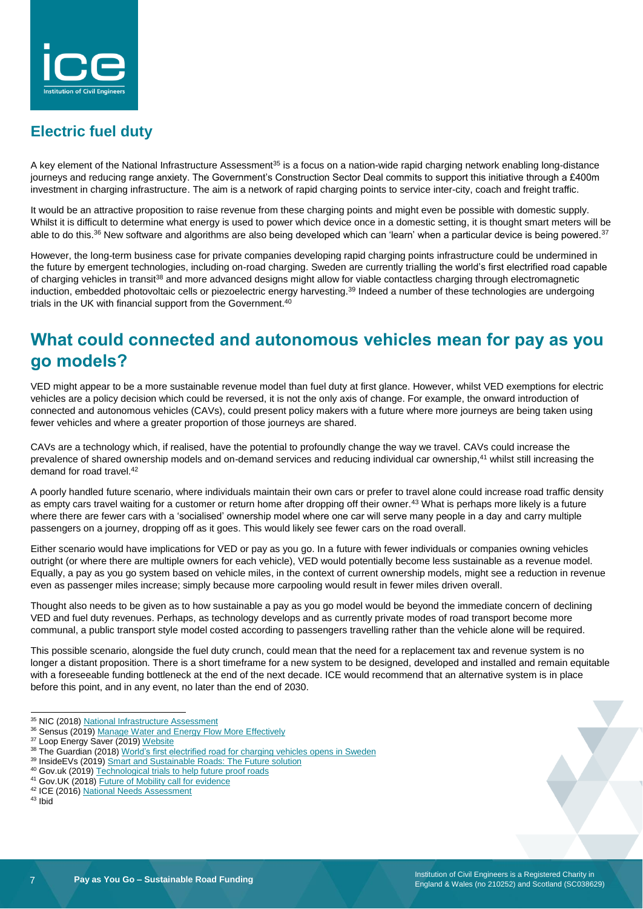## Electric fuel duty

A key element of the National Infrastructure Assessment[35] is a focus on a nation-wide rapid charging network enabling long-distance journeys and reducing range anxiety. The Government's Construction Sector Deal commits to support this initiative through a £400m investment in charging infrastructure. The aim is a network of rapid charging points to service inter-city, coach and freight traffic.

It would be an attractive proposition to raise revenue from these charging points and might even be possible with domestic supply. Whilst it is difficult to determine what energy is used to power which device once in a domestic setting, it is thought smart meters will be able to do this.[36] New software and algorithms are also being developed which can 'learn' when a particular device is being powered.[37]

However, the long-term business case for private companies developing rapid charging points infrastructure could be undermined in the future by emergent technologies, including on-road charging. Sweden are currently trialling the world's first electrified road capable of charging vehicles in transit[38] and more advanced designs might allow for viable contactless charging through electromagnetic induction, embedded photovoltaic cells or piezoelectric energy harvesting.[39] Indeed a number of these technologies are undergoing trials in the UK with financial support from the Government.[40]

# What could connected and autonomous vehicles mean for pay as you go models?

VED might appear to be a more sustainable revenue model than fuel duty at first glance. However, whilst VED exemptions for electric vehicles are a policy decision which could be reversed, it is not the only axis of change. For example, the onward introduction of connected and autonomous vehicles (CAVs), could present policy makers with a future where more journeys are being taken using fewer vehicles and where a greater proportion of those journeys are shared.

CAVs are a technology which, if realised, have the potential to profoundly change the way we travel. CAVs could increase the prevalence of shared ownership models and on-demand services and reducing individual car ownership,[41] whilst still increasing the demand for road travel.[42]

A poorly handled future scenario, where individuals maintain their own cars or prefer to travel alone could increase road traffic density as empty cars travel waiting for a customer or return home after dropping off their owner.[43] What is perhaps more likely is a future where there are fewer cars with a 'socialised' ownership model where one car will serve many people in a day and carry multiple passengers on a journey, dropping off as it goes. This would likely see fewer cars on the road overall.

Either scenario would have implications for VED or pay as you go. In a future with fewer individuals or companies owning vehicles outright (or where there are multiple owners for each vehicle), VED would potentially become less sustainable as a revenue model. Equally, a pay as you go system based on vehicle miles, in the context of current ownership models, might see a reduction in revenue even as passenger miles increase; simply because more carpooling would result in fewer miles driven overall.

Thought also needs to be given as to how sustainable a pay as you go model would be beyond the immediate concern of declining VED and fuel duty revenues. Perhaps, as technology develops and as currently private modes of road transport become more communal, a public transport style model costed according to passengers travelling rather than the vehicle alone will be required.

This possible scenario, alongside the fuel duty crunch, could mean that the need for a replacement tax and revenue system is no longer a distant proposition. There is a short timeframe for a new system to be designed, developed and installed and remain equitable with a foreseeable funding bottleneck at the end of the next decade. ICE would recommend that an alternative system is in place before this point, and in any event, no later than the end of 2030.

---

[35] NIC (2018) National Infrastructure Assessment
[36] Sensus (2019) Manage Water and Energy Flow More Effectively
[37] Loop Energy Saver (2019) Website
[38] The Guardian (2018) World's first electrified road for charging vehicles opens in Sweden
[39] InsideEVs (2019) Smart and Sustainable Roads: The Future solution
[40] Gov.uk (2019) Technological trials to help future proof roads
[41] Gov.UK (2018) Future of Mobility call for evidence
[42] ICE (2016) National Needs Assessment
[43] Ibid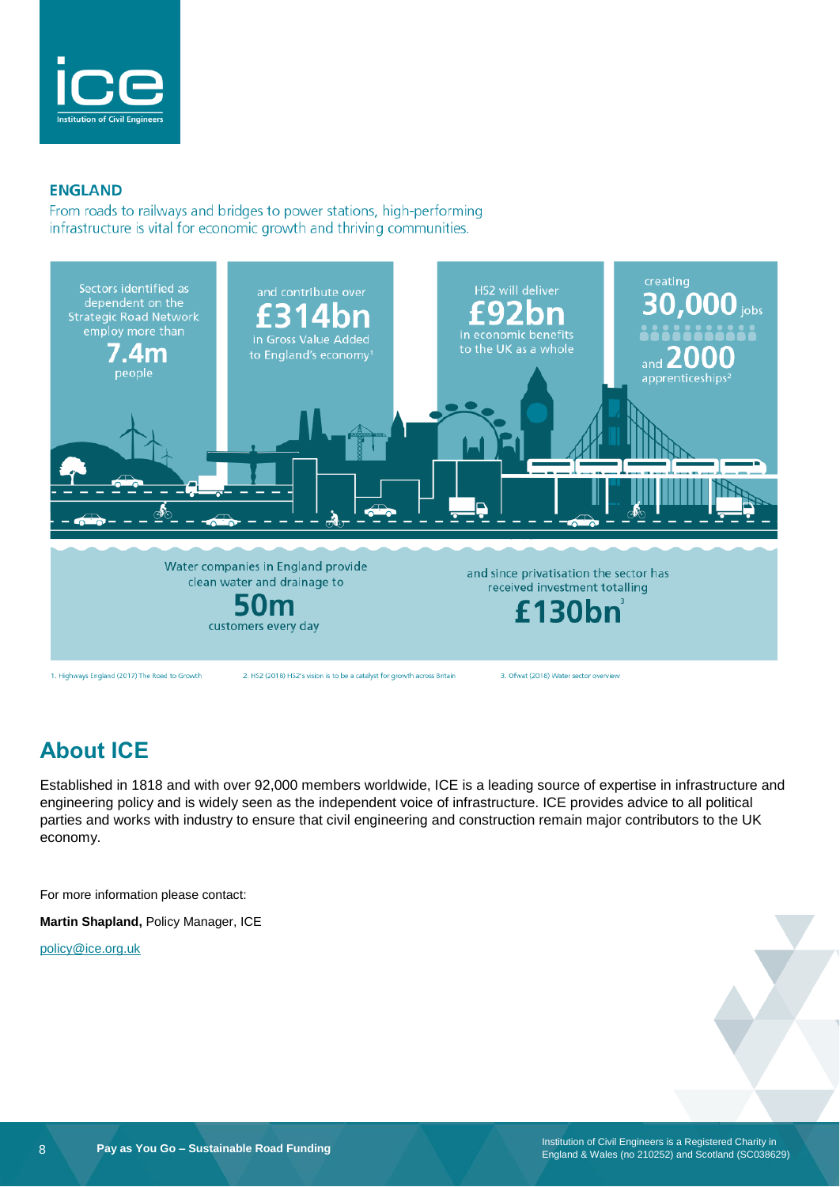## ENGLAND

From roads to railways and bridges to power stations, high-performing infrastructure is vital for economic growth and thriving communities.

Sectors identified as dependent on the Strategic Road Network employ more than **7.4m** people

and contribute over **£314bn** in Gross Value Added to England's economy[1]

HS2 will deliver **£92bn** in economic benefits to the UK as a whole

creating **30,000** jobs and **2000** apprenticeships[2]

Water companies in England provide clean water and drainage to **50m** customers every day

and since privatisation the sector has received investment totalling **£130bn**[3]

1. Highways England (2017) The Road to Growth
2. HS2 (2018) HS2's vision is to be a catalyst for growth across Britain
3. Ofwat (2018) Water sector overview

## About ICE

Established in 1818 and with over 92,000 members worldwide, ICE is a leading source of expertise in infrastructure and engineering policy and is widely seen as the independent voice of infrastructure. ICE provides advice to all political parties and works with industry to ensure that civil engineering and construction remain major contributors to the UK economy.

For more information please contact:

**Martin Shapland,** Policy Manager, ICE

policy@ice.org.uk

Institution of Civil Engineers is a Registered Charity in England & Wales (no 210252) and Scotland (SC038629)